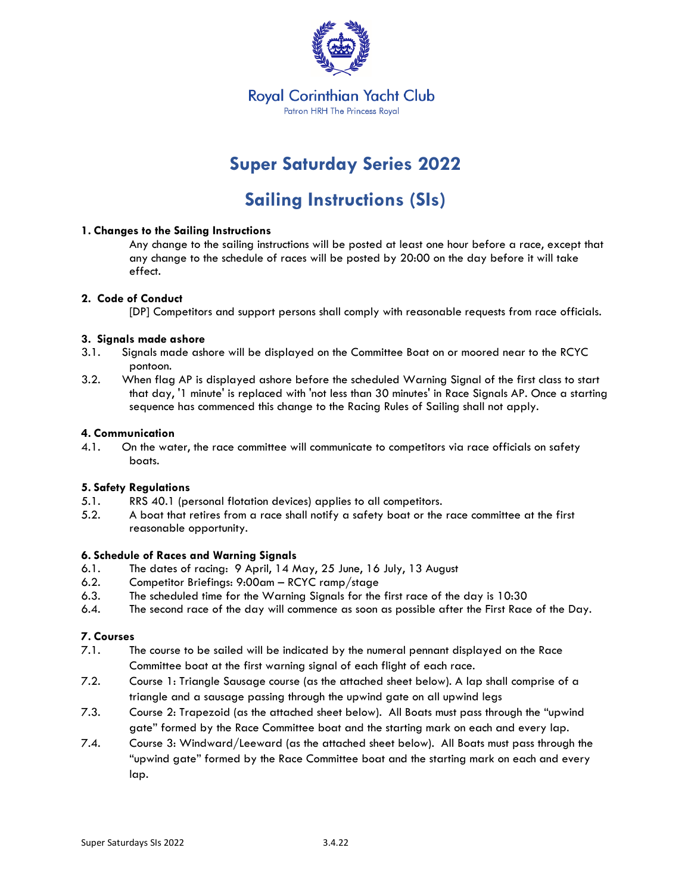Royal Corinthian Yacht Club

Patron HRH The Princess Royal

# Super Saturday Series 2022

# Sailing Instructions (SIs)

### 1. Changes to the Sailing Instructions

Any change to the sailing instructions will be posted at least one hour before a race, except that any change to the schedule of races will be posted by 20:00 on the day before it will take effect.

### 2. Code of Conduct

[DP] Competitors and support persons shall comply with reasonable requests from race officials.

### 3. Signals made ashore

3.1. Signals made ashore will be displayed on the Committee Boat on or moored near to the RCYC pontoon.

3.2. When flag AP is displayed ashore before the scheduled Warning Signal of the first class to start that day, '1 minute' is replaced with 'not less than 30 minutes' in Race Signals AP. Once a starting sequence has commenced this change to the Racing Rules of Sailing shall not apply.

### 4. Communication

4.1. On the water, the race committee will communicate to competitors via race officials on safety boats.

### 5. Safety Regulations

5.1. RRS 40.1 (personal flotation devices) applies to all competitors.

5.2. A boat that retires from a race shall notify a safety boat or the race committee at the first reasonable opportunity.

### 6. Schedule of Races and Warning Signals

6.1. The dates of racing: 9 April, 14 May, 25 June, 16 July, 13 August

6.2. Competitor Briefings: 9:00am – RCYC ramp/stage

6.3. The scheduled time for the Warning Signals for the first race of the day is 10:30

6.4. The second race of the day will commence as soon as possible after the First Race of the Day.

### 7. Courses

7.1. The course to be sailed will be indicated by the numeral pennant displayed on the Race Committee boat at the first warning signal of each flight of each race.

7.2. Course 1: Triangle Sausage course (as the attached sheet below). A lap shall comprise of a triangle and a sausage passing through the upwind gate on all upwind legs

7.3. Course 2: Trapezoid (as the attached sheet below). All Boats must pass through the "upwind gate" formed by the Race Committee boat and the starting mark on each and every lap.

7.4. Course 3: Windward/Leeward (as the attached sheet below). All Boats must pass through the "upwind gate" formed by the Race Committee boat and the starting mark on each and every lap.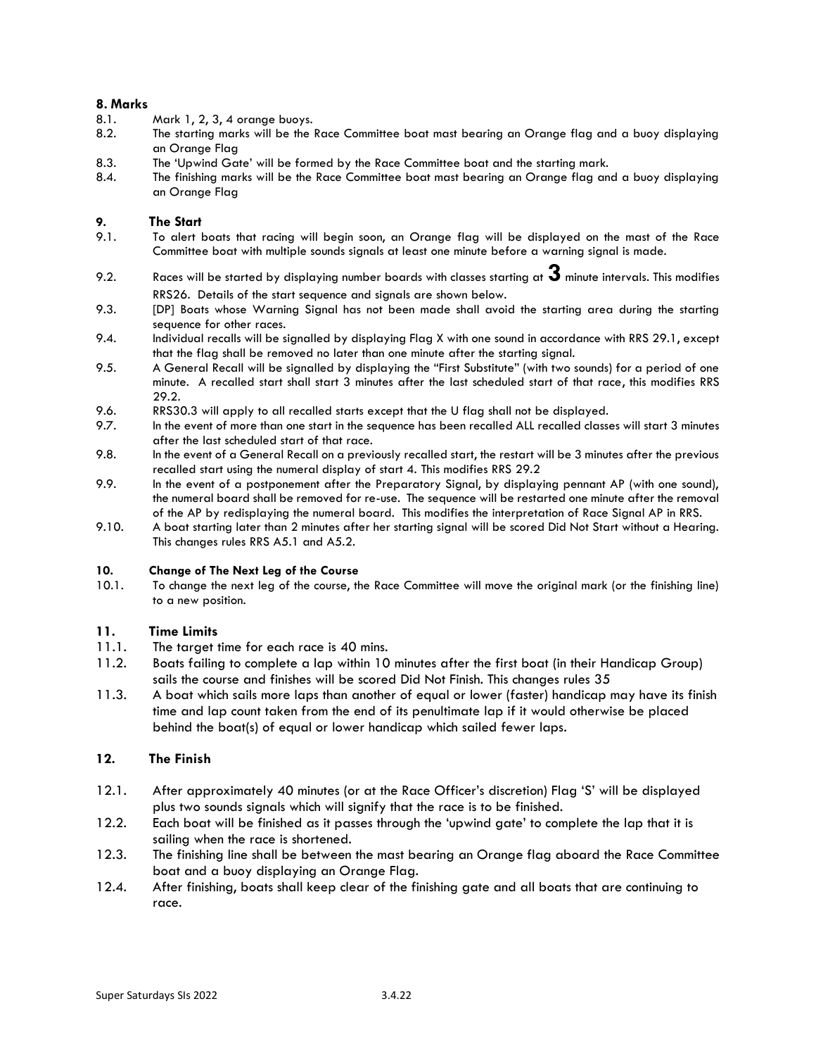## 8. Marks

8.1. Mark 1, 2, 3, 4 orange buoys.

8.2. The starting marks will be the Race Committee boat mast bearing an Orange flag and a buoy displaying an Orange Flag

8.3. The 'Upwind Gate' will be formed by the Race Committee boat and the starting mark.

8.4. The finishing marks will be the Race Committee boat mast bearing an Orange flag and a buoy displaying an Orange Flag

## 9. The Start

9.1. To alert boats that racing will begin soon, an Orange flag will be displayed on the mast of the Race Committee boat with multiple sounds signals at least one minute before a warning signal is made.

9.2. Races will be started by displaying number boards with classes starting at **3** minute intervals. This modifies RRS26. Details of the start sequence and signals are shown below.

9.3. [DP] Boats whose Warning Signal has not been made shall avoid the starting area during the starting sequence for other races.

9.4. Individual recalls will be signalled by displaying Flag X with one sound in accordance with RRS 29.1, except that the flag shall be removed no later than one minute after the starting signal.

9.5. A General Recall will be signalled by displaying the "First Substitute" (with two sounds) for a period of one minute. A recalled start shall start 3 minutes after the last scheduled start of that race, this modifies RRS 29.2.

9.6. RRS30.3 will apply to all recalled starts except that the U flag shall not be displayed.

9.7. In the event of more than one start in the sequence has been recalled ALL recalled classes will start 3 minutes after the last scheduled start of that race.

9.8. In the event of a General Recall on a previously recalled start, the restart will be 3 minutes after the previous recalled start using the numeral display of start 4. This modifies RRS 29.2

9.9. In the event of a postponement after the Preparatory Signal, by displaying pennant AP (with one sound), the numeral board shall be removed for re-use. The sequence will be restarted one minute after the removal of the AP by redisplaying the numeral board. This modifies the interpretation of Race Signal AP in RRS.

9.10. A boat starting later than 2 minutes after her starting signal will be scored Did Not Start without a Hearing. This changes rules RRS A5.1 and A5.2.

## 10. Change of The Next Leg of the Course

10.1. To change the next leg of the course, the Race Committee will move the original mark (or the finishing line) to a new position.

## 11. Time Limits

11.1. The target time for each race is 40 mins.

11.2. Boats failing to complete a lap within 10 minutes after the first boat (in their Handicap Group) sails the course and finishes will be scored Did Not Finish. This changes rules 35

11.3. A boat which sails more laps than another of equal or lower (faster) handicap may have its finish time and lap count taken from the end of its penultimate lap if it would otherwise be placed behind the boat(s) of equal or lower handicap which sailed fewer laps.

## 12. The Finish

12.1. After approximately 40 minutes (or at the Race Officer's discretion) Flag 'S' will be displayed plus two sounds signals which will signify that the race is to be finished.

12.2. Each boat will be finished as it passes through the 'upwind gate' to complete the lap that it is sailing when the race is shortened.

12.3. The finishing line shall be between the mast bearing an Orange flag aboard the Race Committee boat and a buoy displaying an Orange Flag.

12.4. After finishing, boats shall keep clear of the finishing gate and all boats that are continuing to race.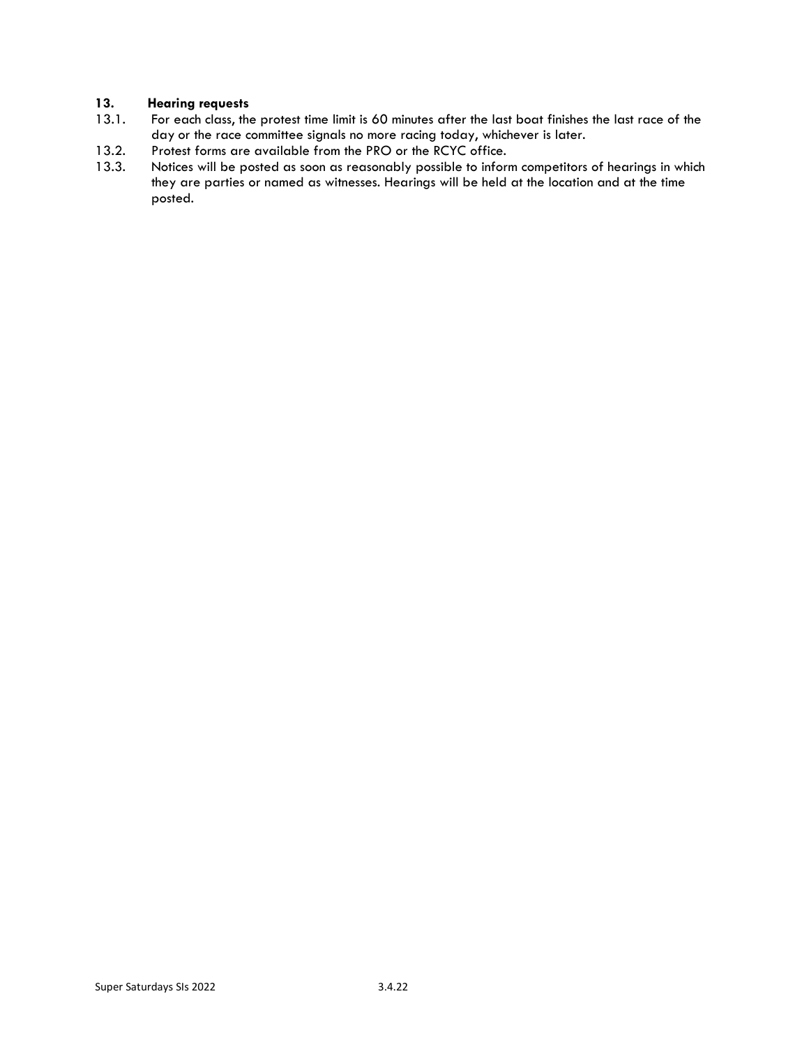## 13. Hearing requests

13.1. For each class, the protest time limit is 60 minutes after the last boat finishes the last race of the day or the race committee signals no more racing today, whichever is later.

13.2. Protest forms are available from the PRO or the RCYC office.

13.3. Notices will be posted as soon as reasonably possible to inform competitors of hearings in which they are parties or named as witnesses. Hearings will be held at the location and at the time posted.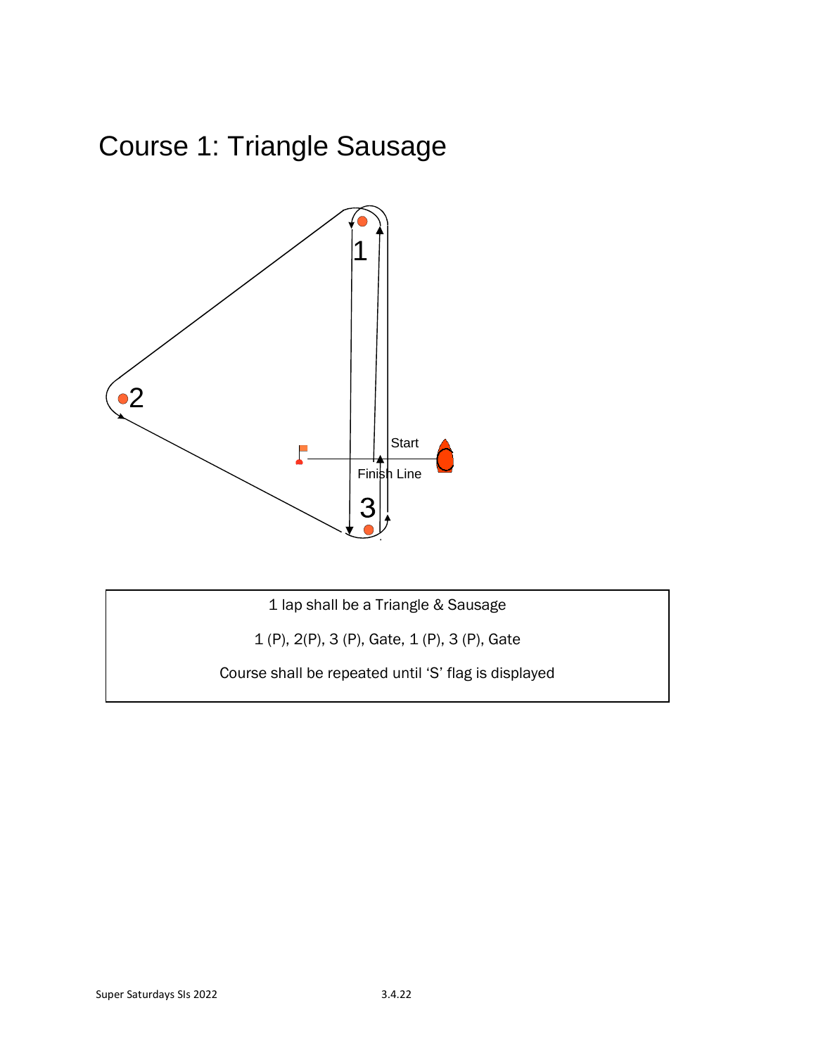# Course 1: Triangle Sausage

1

2

Start

Finish Line

3

1 lap shall be a Triangle & Sausage

1 (P), 2(P), 3 (P), Gate, 1 (P), 3 (P), Gate

Course shall be repeated until 'S' flag is displayed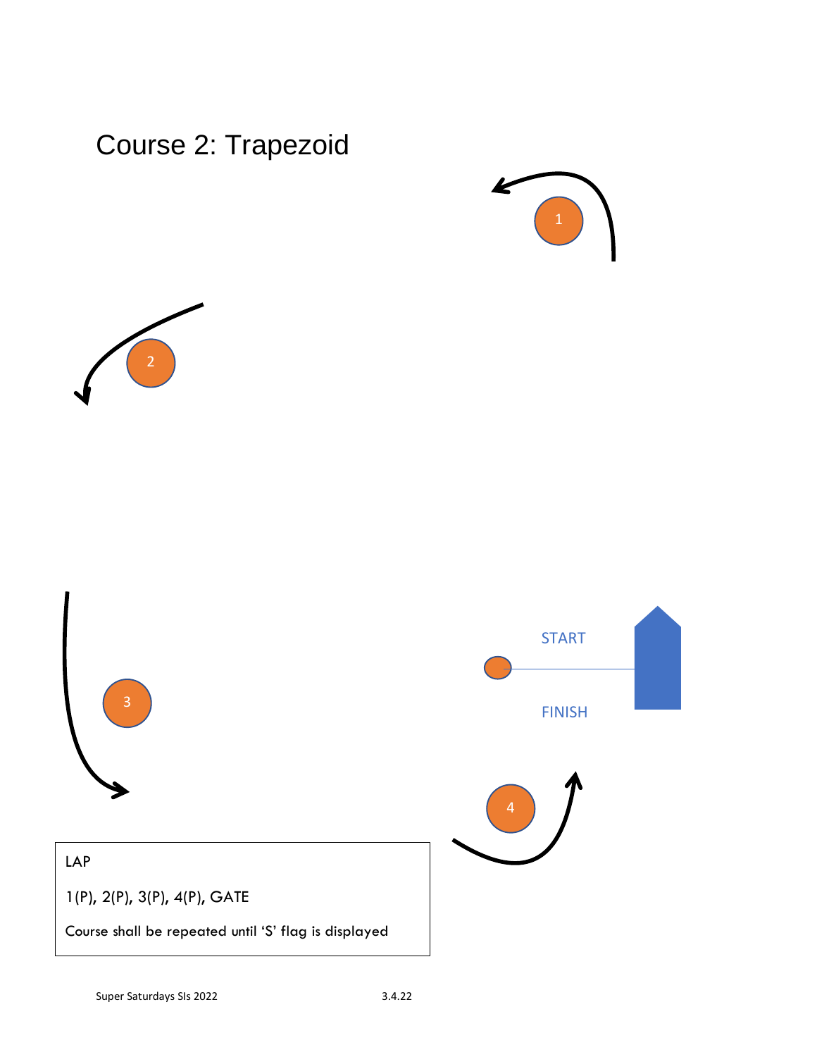# Course 2: Trapezoid

1

2

3

START

FINISH

4

LAP

1(P), 2(P), 3(P), 4(P), GATE

Course shall be repeated until 'S' flag is displayed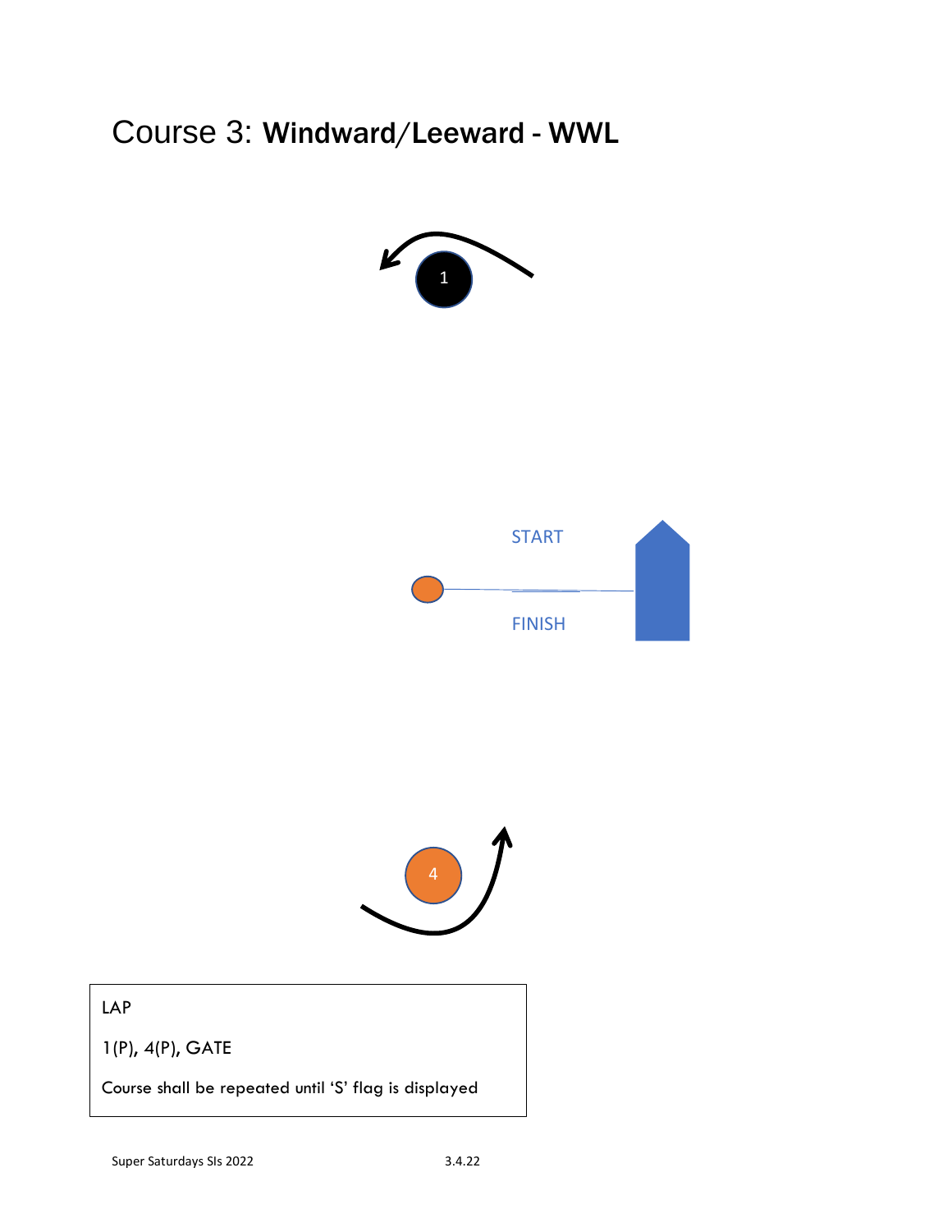# Course 3: **Windward/Leeward - WWL**

1

START

FINISH

4

LAP

1(P), 4(P), GATE

Course shall be repeated until 'S' flag is displayed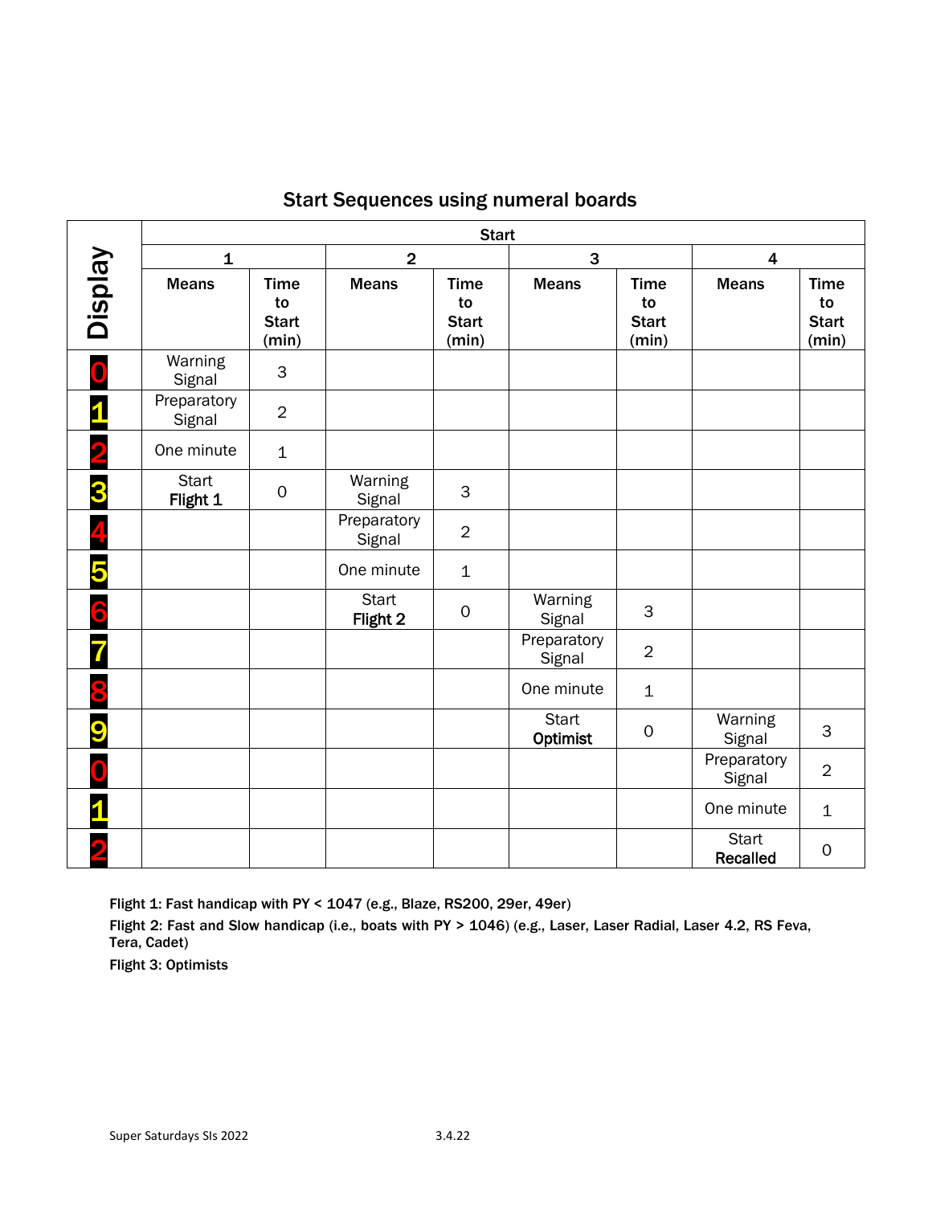## Start Sequences using numeral boards

| Display | Start 1 | | Start 2 | | Start 3 | | Start 4 | |
|---|---|---|---|---|---|---|---|---|
| | **Means** | **Time to Start (min)** | **Means** | **Time to Start (min)** | **Means** | **Time to Start (min)** | **Means** | **Time to Start (min)** |
| 0 | Warning Signal | 3 | | | | | | |
| 1 | Preparatory Signal | 2 | | | | | | |
| 2 | One minute | 1 | | | | | | |
| 3 | Start **Flight 1** | 0 | Warning Signal | 3 | | | | |
| 4 | | | Preparatory Signal | 2 | | | | |
| 5 | | | One minute | 1 | | | | |
| 6 | | | Start **Flight 2** | 0 | Warning Signal | 3 | | |
| 7 | | | | | Preparatory Signal | 2 | | |
| 8 | | | | | One minute | 1 | | |
| 9 | | | | | Start **Optimist** | 0 | Warning Signal | 3 |
| 0 | | | | | | | Preparatory Signal | 2 |
| 1 | | | | | | | One minute | 1 |
| 2 | | | | | | | Start **Recalled** | 0 |

**Flight 1: Fast handicap with PY < 1047 (e.g., Blaze, RS200, 29er, 49er)**

**Flight 2: Fast and Slow handicap (i.e., boats with PY > 1046) (e.g., Laser, Laser Radial, Laser 4.2, RS Feva, Tera, Cadet)**

**Flight 3: Optimists**